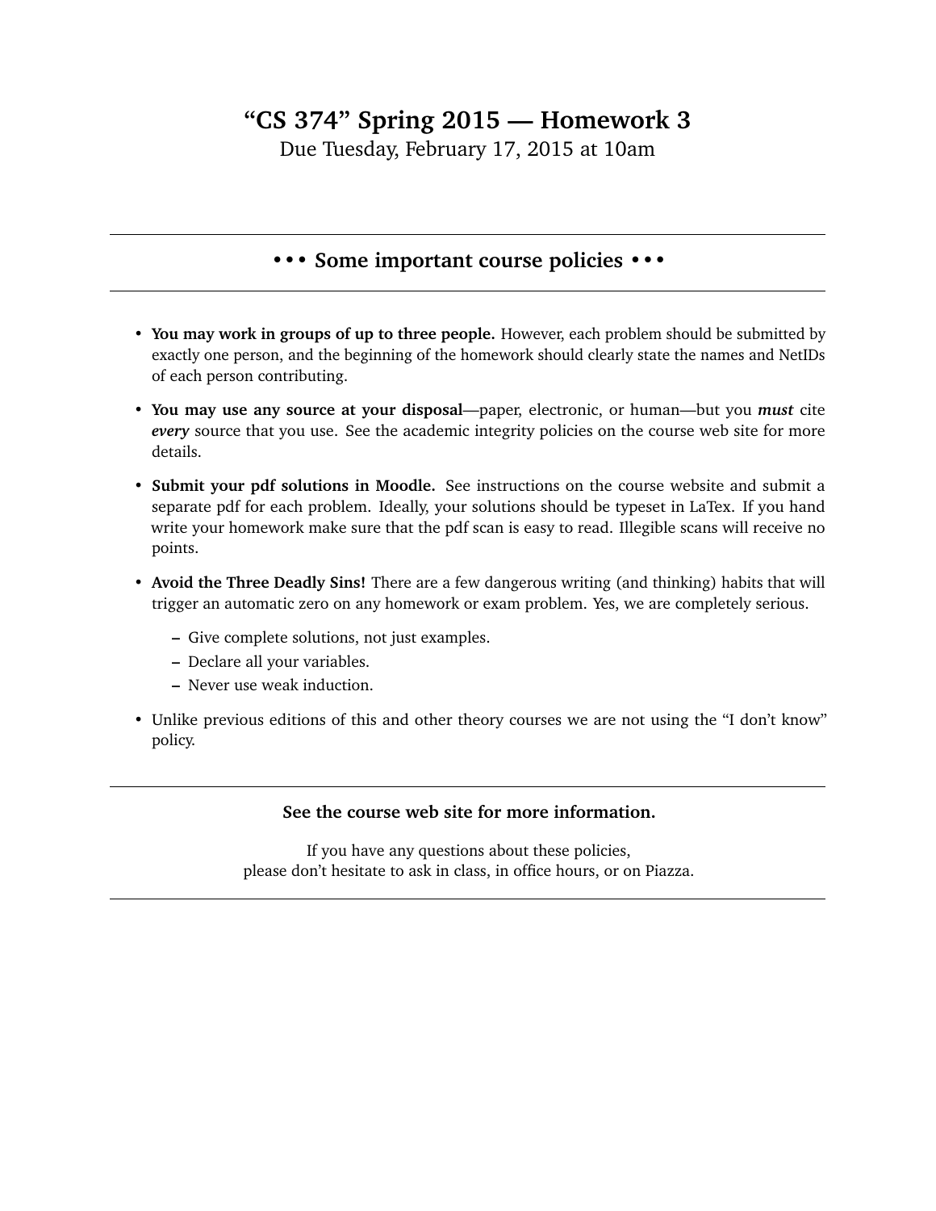# "CS 374" Spring 2015 — Homework 3

Due Tuesday, February 17, 2015 at 10am

---

## • • • Some important course policies • • •

---

- **You may work in groups of up to three people.** However, each problem should be submitted by exactly one person, and the beginning of the homework should clearly state the names and NetIDs of each person contributing.
- **You may use any source at your disposal**—paper, electronic, or human—but you ***must*** cite ***every*** source that you use. See the academic integrity policies on the course web site for more details.
- **Submit your pdf solutions in Moodle.** See instructions on the course website and submit a separate pdf for each problem. Ideally, your solutions should be typeset in LaTex. If you hand write your homework make sure that the pdf scan is easy to read. Illegible scans will receive no points.
- **Avoid the Three Deadly Sins!** There are a few dangerous writing (and thinking) habits that will trigger an automatic zero on any homework or exam problem. Yes, we are completely serious.
  - Give complete solutions, not just examples.
  - Declare all your variables.
  - Never use weak induction.
- Unlike previous editions of this and other theory courses we are not using the "I don't know" policy.

---

**See the course web site for more information.**

If you have any questions about these policies,
please don't hesitate to ask in class, in office hours, or on Piazza.

---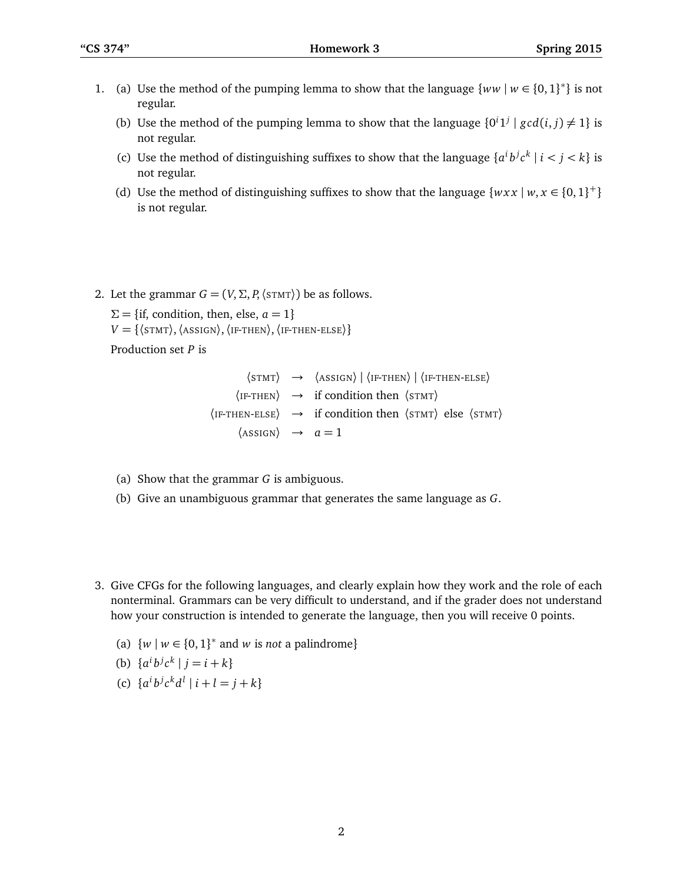1. (a) Use the method of the pumping lemma to show that the language $\{ww \mid w \in \{0,1\}^*\}$ is not regular.

   (b) Use the method of the pumping lemma to show that the language $\{0^i 1^j \mid gcd(i,j) \neq 1\}$ is not regular.

   (c) Use the method of distinguishing suffixes to show that the language $\{a^i b^j c^k \mid i < j < k\}$ is not regular.

   (d) Use the method of distinguishing suffixes to show that the language $\{wxx \mid w, x \in \{0,1\}^+\}$ is not regular.

2. Let the grammar $G = (V, \Sigma, P, \langle \text{STMT} \rangle)$ be as follows.

   $\Sigma = \{\text{if, condition, then, else, } a = 1\}$

   $V = \{\langle \text{STMT} \rangle, \langle \text{ASSIGN} \rangle, \langle \text{IF-THEN} \rangle, \langle \text{IF-THEN-ELSE} \rangle\}$

   Production set $P$ is

$$
\begin{aligned}
\langle \text{STMT} \rangle &\rightarrow \langle \text{ASSIGN} \rangle \mid \langle \text{IF-THEN} \rangle \mid \langle \text{IF-THEN-ELSE} \rangle \\
\langle \text{IF-THEN} \rangle &\rightarrow \text{if condition then } \langle \text{STMT} \rangle \\
\langle \text{IF-THEN-ELSE} \rangle &\rightarrow \text{if condition then } \langle \text{STMT} \rangle \text{ else } \langle \text{STMT} \rangle \\
\langle \text{ASSIGN} \rangle &\rightarrow a = 1
\end{aligned}
$$

   (a) Show that the grammar $G$ is ambiguous.

   (b) Give an unambiguous grammar that generates the same language as $G$.

3. Give CFGs for the following languages, and clearly explain how they work and the role of each nonterminal. Grammars can be very difficult to understand, and if the grader does not understand how your construction is intended to generate the language, then you will receive 0 points.

   (a) $\{w \mid w \in \{0,1\}^*$ and $w$ is *not* a palindrome$\}$

   (b) $\{a^i b^j c^k \mid j = i + k\}$

   (c) $\{a^i b^j c^k d^l \mid i + l = j + k\}$